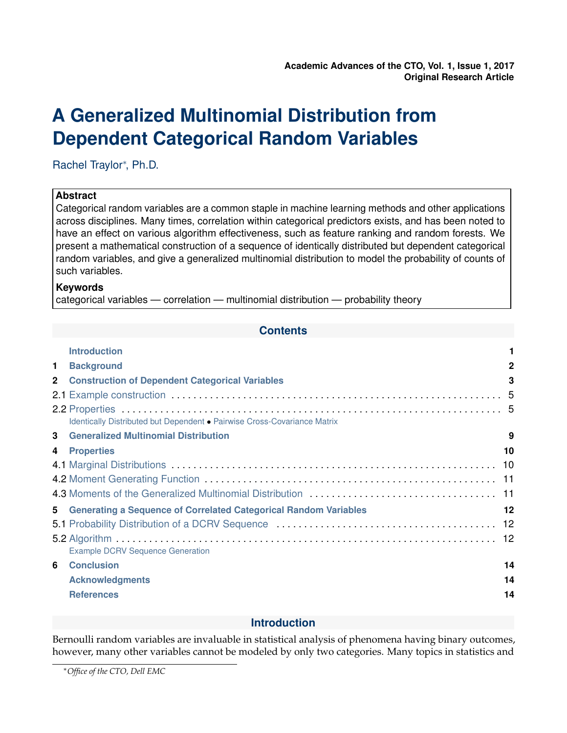Academic Advances of the CTO, Vol. 1, Issue 1, 2017
Original Research Article

# A Generalized Multinomial Distribution from Dependent Categorical Random Variables

Rachel Traylor*, Ph.D.

**Abstract**

Categorical random variables are a common staple in machine learning methods and other applications across disciplines. Many times, correlation within categorical predictors exists, and has been noted to have an effect on various algorithm effectiveness, such as feature ranking and random forests. We present a mathematical construction of a sequence of identically distributed but dependent categorical random variables, and give a generalized multinomial distribution to model the probability of counts of such variables.

**Keywords**

categorical variables — correlation — multinomial distribution — probability theory

## Contents

| | | |
|---|---|---|
| | **Introduction** | **1** |
| **1** | **Background** | **2** |
| **2** | **Construction of Dependent Categorical Variables** | **3** |
| 2.1 | Example construction | 5 |
| 2.2 | Properties | 5 |
| | Identically Distributed but Dependent • Pairwise Cross-Covariance Matrix | |
| **3** | **Generalized Multinomial Distribution** | **9** |
| **4** | **Properties** | **10** |
| 4.1 | Marginal Distributions | 10 |
| 4.2 | Moment Generating Function | 11 |
| 4.3 | Moments of the Generalized Multinomial Distribution | 11 |
| **5** | **Generating a Sequence of Correlated Categorical Random Variables** | **12** |
| 5.1 | Probability Distribution of a DCRV Sequence | 12 |
| 5.2 | Algorithm | 12 |
| | Example DCRV Sequence Generation | |
| **6** | **Conclusion** | **14** |
| | **Acknowledgments** | **14** |
| | **References** | **14** |

## Introduction

Bernoulli random variables are invaluable in statistical analysis of phenomena having binary outcomes, however, many other variables cannot be modeled by only two categories. Many topics in statistics and

*Office of the CTO, Dell EMC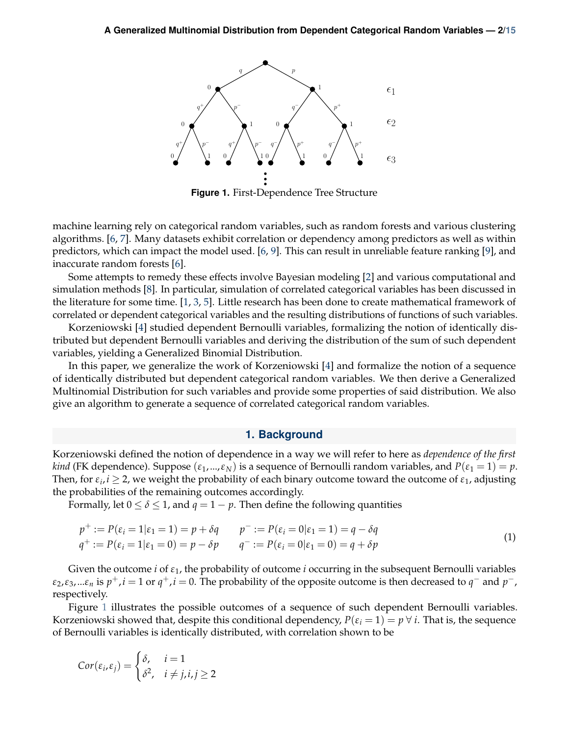Figure 1. First-Dependence Tree Structure

machine learning rely on categorical random variables, such as random forests and various clustering algorithms. [6, 7]. Many datasets exhibit correlation or dependency among predictors as well as within predictors, which can impact the model used. [6, 9]. This can result in unreliable feature ranking [9], and inaccurate random forests [6].

Some attempts to remedy these effects involve Bayesian modeling [2] and various computational and simulation methods [8]. In particular, simulation of correlated categorical variables has been discussed in the literature for some time. [1, 3, 5]. Little research has been done to create mathematical framework of correlated or dependent categorical variables and the resulting distributions of functions of such variables.

Korzeniowski [4] studied dependent Bernoulli variables, formalizing the notion of identically distributed but dependent Bernoulli variables and deriving the distribution of the sum of such dependent variables, yielding a Generalized Binomial Distribution.

In this paper, we generalize the work of Korzeniowski [4] and formalize the notion of a sequence of identically distributed but dependent categorical random variables. We then derive a Generalized Multinomial Distribution for such variables and provide some properties of said distribution. We also give an algorithm to generate a sequence of correlated categorical random variables.

## 1. Background

Korzeniowski defined the notion of dependence in a way we will refer to here as *dependence of the first kind* (FK dependence). Suppose $(\varepsilon_1, ..., \varepsilon_N)$ is a sequence of Bernoulli random variables, and $P(\varepsilon_1 = 1) = p$. Then, for $\varepsilon_i, i \geq 2$, we weight the probability of each binary outcome toward the outcome of $\varepsilon_1$, adjusting the probabilities of the remaining outcomes accordingly.

Formally, let $0 \leq \delta \leq 1$, and $q = 1 - p$. Then define the following quantities

$$
\begin{aligned}
p^+ &:= P(\varepsilon_i = 1 | \varepsilon_1 = 1) = p + \delta q \qquad & p^- &:= P(\varepsilon_i = 0 | \varepsilon_1 = 1) = q - \delta q \\
q^+ &:= P(\varepsilon_i = 1 | \varepsilon_1 = 0) = p - \delta p \qquad & q^- &:= P(\varepsilon_i = 0 | \varepsilon_1 = 0) = q + \delta p
\end{aligned}
\tag{1}
$$

Given the outcome $i$ of $\varepsilon_1$, the probability of outcome $i$ occurring in the subsequent Bernoulli variables $\varepsilon_2, \varepsilon_3, ...\varepsilon_n$ is $p^+, i = 1$ or $q^+, i = 0$. The probability of the opposite outcome is then decreased to $q^-$ and $p^-$, respectively.

Figure 1 illustrates the possible outcomes of a sequence of such dependent Bernoulli variables. Korzeniowski showed that, despite this conditional dependency, $P(\varepsilon_i = 1) = p \; \forall \; i$. That is, the sequence of Bernoulli variables is identically distributed, with correlation shown to be

$$
Cor(\varepsilon_i, \varepsilon_j) = \begin{cases} \delta, & i = 1 \\ \delta^2, & i \neq j, i, j \geq 2 \end{cases}
$$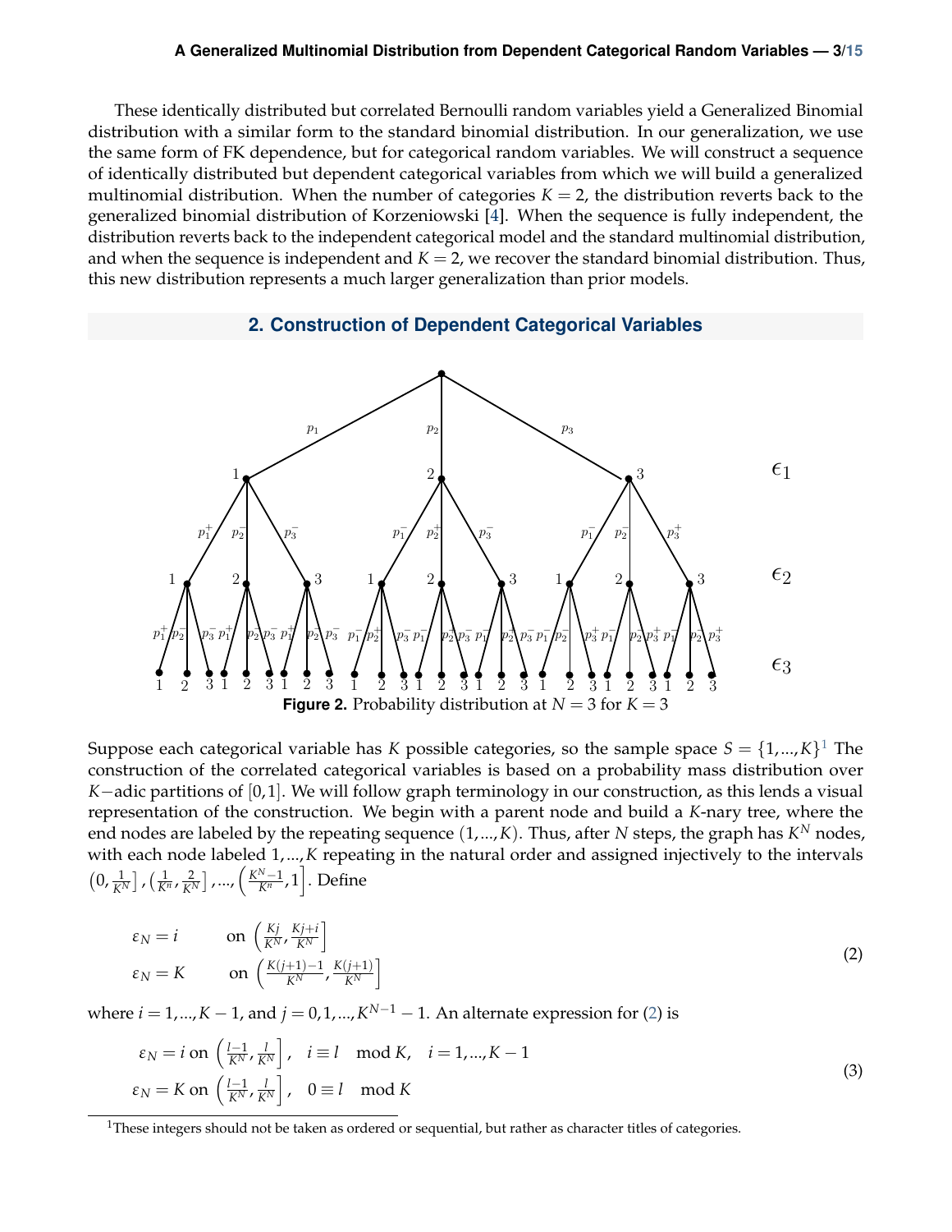These identically distributed but correlated Bernoulli random variables yield a Generalized Binomial distribution with a similar form to the standard binomial distribution. In our generalization, we use the same form of FK dependence, but for categorical random variables. We will construct a sequence of identically distributed but dependent categorical variables from which we will build a generalized multinomial distribution. When the number of categories $K = 2$, the distribution reverts back to the generalized binomial distribution of Korzeniowski [4]. When the sequence is fully independent, the distribution reverts back to the independent categorical model and the standard multinomial distribution, and when the sequence is independent and $K = 2$, we recover the standard binomial distribution. Thus, this new distribution represents a much larger generalization than prior models.

## 2. Construction of Dependent Categorical Variables

**Figure 2.** Probability distribution at $N = 3$ for $K = 3$

Suppose each categorical variable has $K$ possible categories, so the sample space $S = \{1,...,K\}$[1] The construction of the correlated categorical variables is based on a probability mass distribution over $K-$adic partitions of $[0,1]$. We will follow graph terminology in our construction, as this lends a visual representation of the construction. We begin with a parent node and build a $K$-nary tree, where the end nodes are labeled by the repeating sequence $(1,...,K)$. Thus, after $N$ steps, the graph has $K^N$ nodes, with each node labeled $1,...,K$ repeating in the natural order and assigned injectively to the intervals $\left(0, \frac{1}{K^N}\right], \left(\frac{1}{K^n}, \frac{2}{K^N}\right], ..., \left(\frac{K^N-1}{K^n}, 1\right]$. Define

$$
\begin{aligned}
\varepsilon_N = i \qquad & \text{on } \left(\tfrac{Kj}{K^N}, \tfrac{Kj+i}{K^N}\right] \\
\varepsilon_N = K \qquad & \text{on } \left(\tfrac{K(j+1)-1}{K^N}, \tfrac{K(j+1)}{K^N}\right]
\end{aligned}
\tag{2}
$$

where $i = 1,...,K-1$, and $j = 0,1,...,K^{N-1}-1$. An alternate expression for (2) is

$$
\begin{aligned}
\varepsilon_N = i \text{ on } \left(\tfrac{l-1}{K^N}, \tfrac{l}{K^N}\right], &\quad i \equiv l \mod K, \quad i = 1,...,K-1 \\
\varepsilon_N = K \text{ on } \left(\tfrac{l-1}{K^N}, \tfrac{l}{K^N}\right], &\quad 0 \equiv l \mod K
\end{aligned}
\tag{3}
$$

[1] These integers should not be taken as ordered or sequential, but rather as character titles of categories.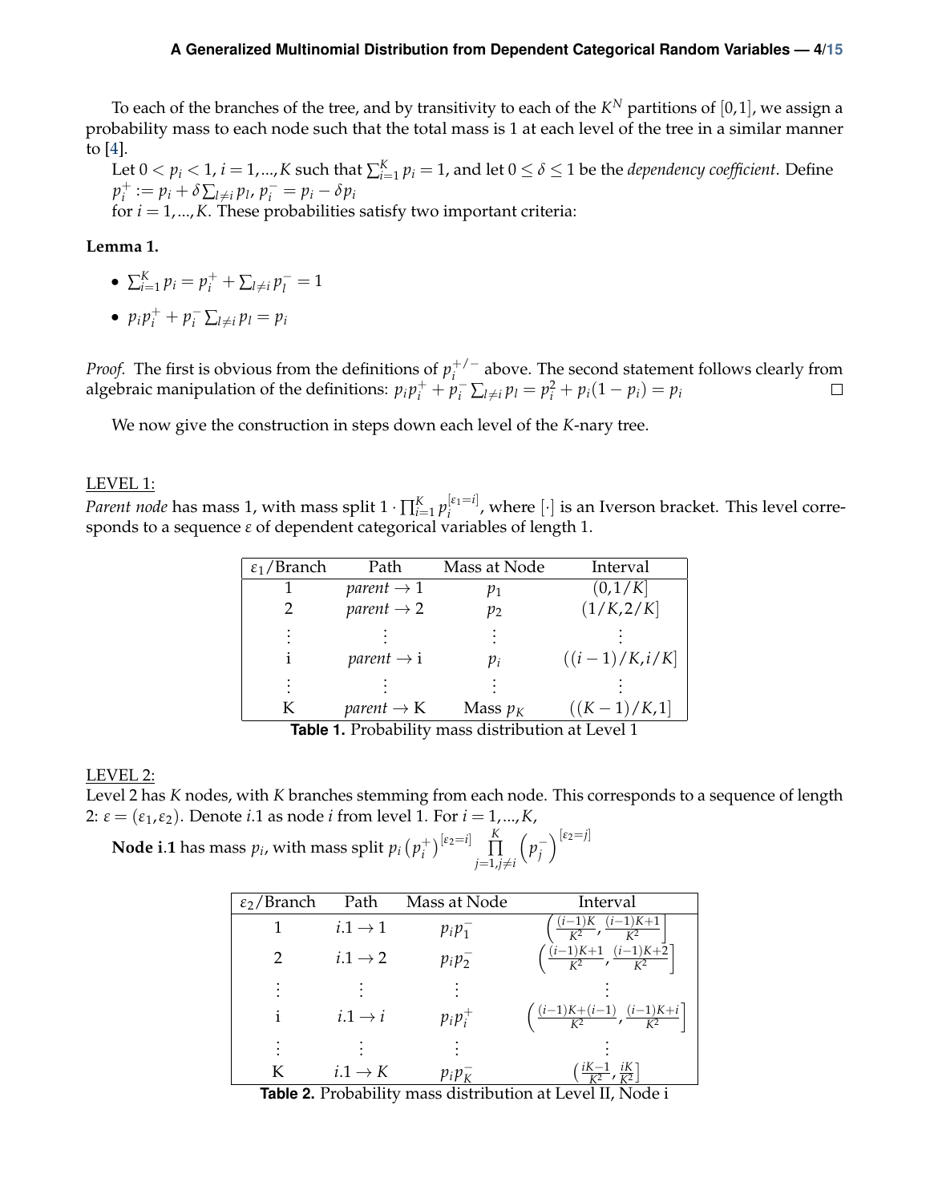To each of the branches of the tree, and by transitivity to each of the $K^N$ partitions of $[0,1]$, we assign a probability mass to each node such that the total mass is 1 at each level of the tree in a similar manner to [4].

Let $0 < p_i < 1$, $i = 1,...,K$ such that $\sum_{i=1}^{K} p_i = 1$, and let $0 \leq \delta \leq 1$ be the *dependency coefficient*. Define $p_i^+ := p_i + \delta \sum_{l \neq i} p_l$, $p_i^- = p_i - \delta p_i$
for $i = 1,...,K$. These probabilities satisfy two important criteria:

**Lemma 1.**

- $\sum_{i=1}^{K} p_i = p_i^+ + \sum_{l \neq i} p_l^- = 1$
- $p_i p_i^+ + p_i^- \sum_{l \neq i} p_l = p_i$

*Proof.* The first is obvious from the definitions of $p_i^{+/-}$ above. The second statement follows clearly from algebraic manipulation of the definitions: $p_i p_i^+ + p_i^- \sum_{l \neq i} p_l = p_i^2 + p_i(1 - p_i) = p_i$ □

We now give the construction in steps down each level of the $K$-nary tree.

LEVEL 1:
*Parent node* has mass 1, with mass split $1 \cdot \prod_{i=1}^{K} p_i^{[\varepsilon_1 = i]}$, where $[\cdot]$ is an Iverson bracket. This level corresponds to a sequence $\varepsilon$ of dependent categorical variables of length 1.

| $\varepsilon_1$/Branch | Path | Mass at Node | Interval |
|---|---|---|---|
| 1 | *parent* $\to$ 1 | $p_1$ | $(0, 1/K]$ |
| 2 | *parent* $\to$ 2 | $p_2$ | $(1/K, 2/K]$ |
| $\vdots$ | $\vdots$ | $\vdots$ | $\vdots$ |
| i | *parent* $\to$ i | $p_i$ | $((i-1)/K, i/K]$ |
| $\vdots$ | $\vdots$ | $\vdots$ | $\vdots$ |
| K | *parent* $\to$ K | Mass $p_K$ | $((K-1)/K, 1]$ |

**Table 1.** Probability mass distribution at Level 1

LEVEL 2:
Level 2 has $K$ nodes, with $K$ branches stemming from each node. This corresponds to a sequence of length 2: $\varepsilon = (\varepsilon_1, \varepsilon_2)$. Denote $i.1$ as node $i$ from level 1. For $i = 1,...,K$,

**Node i.1** has mass $p_i$, with mass split $p_i \left(p_i^+\right)^{[\varepsilon_2 = i]} \prod_{j=1, j \neq i}^{K} \left(p_j^-\right)^{[\varepsilon_2 = j]}$

| $\varepsilon_2$/Branch | Path | Mass at Node | Interval |
|---|---|---|---|
| 1 | $i.1 \to 1$ | $p_i p_1^-$ | $\left(\frac{(i-1)K}{K^2}, \frac{(i-1)K+1}{K^2}\right]$ |
| 2 | $i.1 \to 2$ | $p_i p_2^-$ | $\left(\frac{(i-1)K+1}{K^2}, \frac{(i-1)K+2}{K^2}\right]$ |
| $\vdots$ | $\vdots$ | $\vdots$ | $\vdots$ |
| i | $i.1 \to i$ | $p_i p_i^+$ | $\left(\frac{(i-1)K+(i-1)}{K^2}, \frac{(i-1)K+i}{K^2}\right]$ |
| $\vdots$ | $\vdots$ | $\vdots$ | $\vdots$ |
| K | $i.1 \to K$ | $p_i p_K^-$ | $\left(\frac{iK-1}{K^2}, \frac{iK}{K^2}\right]$ |

**Table 2.** Probability mass distribution at Level II, Node i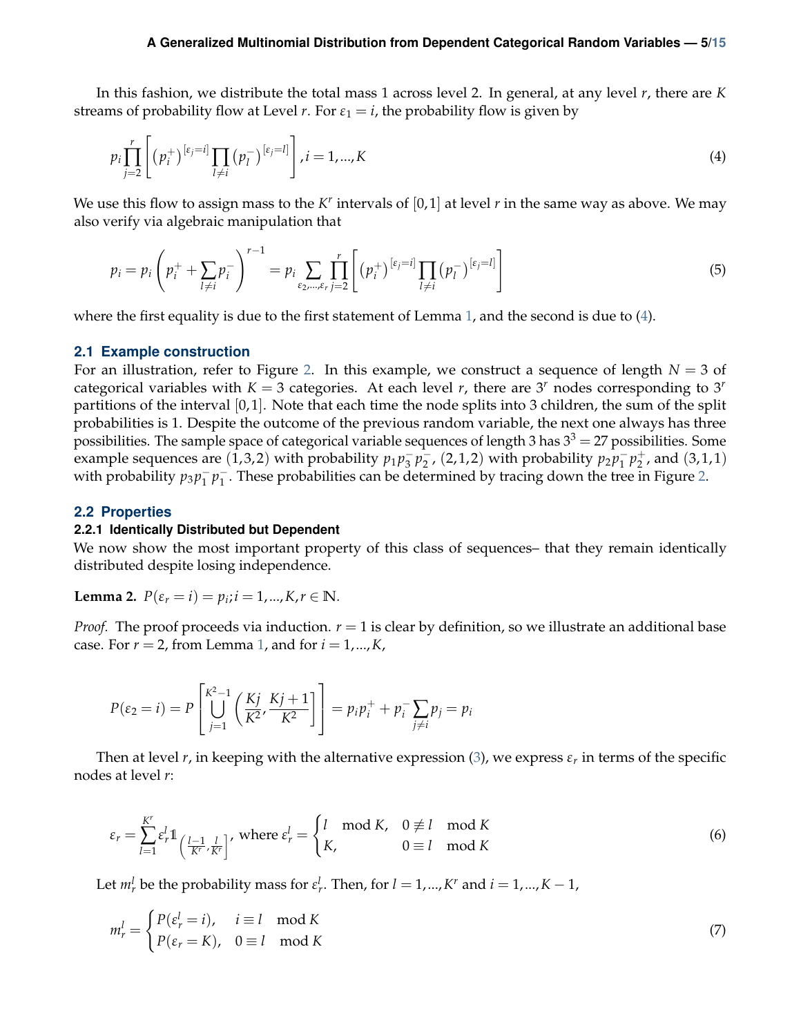In this fashion, we distribute the total mass 1 across level 2. In general, at any level $r$, there are $K$ streams of probability flow at Level $r$. For $\varepsilon_1 = i$, the probability flow is given by

$$p_i \prod_{j=2}^{r} \left[ \left(p_i^+\right)^{[\varepsilon_j = i]} \prod_{l \neq i} \left(p_l^-\right)^{[\varepsilon_j = l]} \right], i = 1, ..., K \tag{4}$$

We use this flow to assign mass to the $K^r$ intervals of $[0,1]$ at level $r$ in the same way as above. We may also verify via algebraic manipulation that

$$p_i = p_i \left( p_i^+ + \sum_{l \neq i} p_i^- \right)^{r-1} = p_i \sum_{\varepsilon_2, ..., \varepsilon_r} \prod_{j=2}^{r} \left[ \left(p_i^+\right)^{[\varepsilon_j = i]} \prod_{l \neq i} \left(p_l^-\right)^{[\varepsilon_j = l]} \right] \tag{5}$$

where the first equality is due to the first statement of Lemma 1, and the second is due to (4).

## 2.1 Example construction

For an illustration, refer to Figure 2. In this example, we construct a sequence of length $N = 3$ of categorical variables with $K = 3$ categories. At each level $r$, there are $3^r$ nodes corresponding to $3^r$ partitions of the interval $[0,1]$. Note that each time the node splits into 3 children, the sum of the split probabilities is 1. Despite the outcome of the previous random variable, the next one always has three possibilities. The sample space of categorical variable sequences of length 3 has $3^3 = 27$ possibilities. Some example sequences are $(1,3,2)$ with probability $p_1 p_3^- p_2^-$, $(2,1,2)$ with probability $p_2 p_1^- p_2^+$, and $(3,1,1)$ with probability $p_3 p_1^- p_1^-$. These probabilities can be determined by tracing down the tree in Figure 2.

## 2.2 Properties

### 2.2.1 Identically Distributed but Dependent

We now show the most important property of this class of sequences– that they remain identically distributed despite losing independence.

**Lemma 2.** $P(\varepsilon_r = i) = p_i; i = 1, ..., K, r \in \mathbb{N}$.

*Proof.* The proof proceeds via induction. $r = 1$ is clear by definition, so we illustrate an additional base case. For $r = 2$, from Lemma 1, and for $i = 1, ..., K$,

$$P(\varepsilon_2 = i) = P\left[ \bigcup_{j=1}^{K^2 - 1} \left( \frac{Kj}{K^2}, \frac{Kj+1}{K^2} \right] \right] = p_i p_i^+ + p_i^- \sum_{j \neq i} p_j = p_i$$

Then at level $r$, in keeping with the alternative expression (3), we express $\varepsilon_r$ in terms of the specific nodes at level $r$:

$$\varepsilon_r = \sum_{l=1}^{K^r} \varepsilon_r^l \mathbb{1}_{\left( \frac{l-1}{K^r}, \frac{l}{K^r} \right]}, \text{ where } \varepsilon_r^l = \begin{cases} l \mod K, & 0 \not\equiv l \mod K \\ K, & 0 \equiv l \mod K \end{cases} \tag{6}$$

Let $m_r^l$ be the probability mass for $\varepsilon_r^l$. Then, for $l = 1, ..., K^r$ and $i = 1, ..., K-1$,

$$m_r^l = \begin{cases} P(\varepsilon_r^l = i), & i \equiv l \mod K \\ P(\varepsilon_r = K), & 0 \equiv l \mod K \end{cases} \tag{7}$$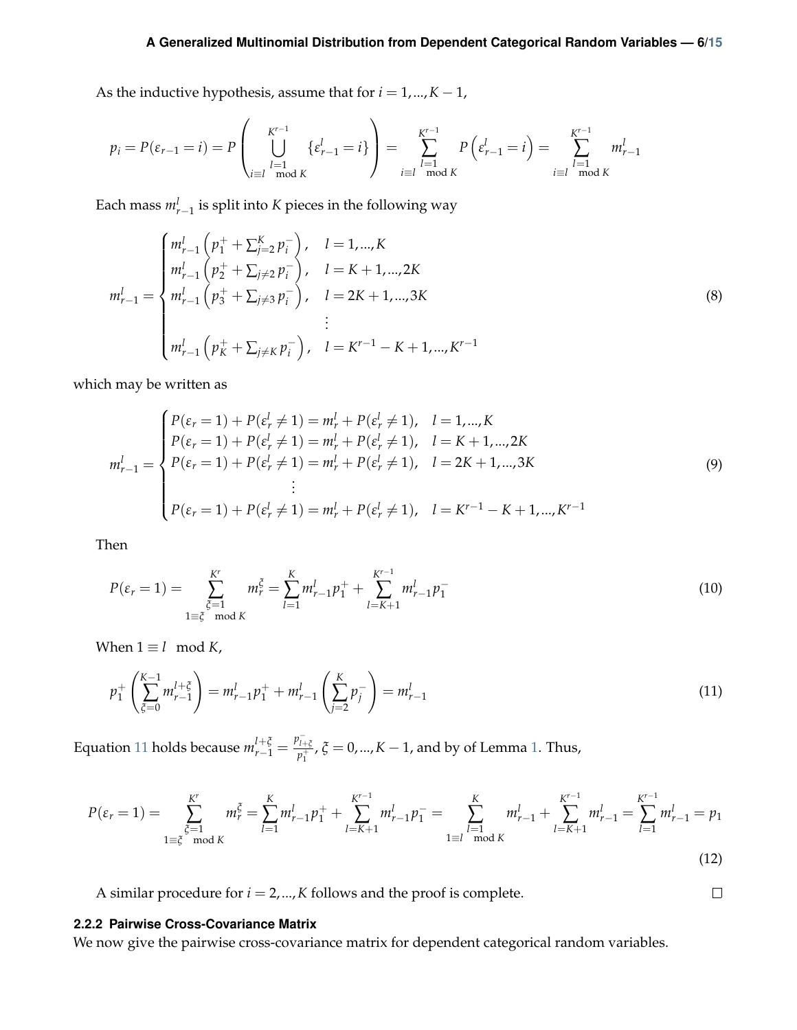As the inductive hypothesis, assume that for $i = 1, ..., K-1$,

$$p_i = P(\varepsilon_{r-1} = i) = P\left(\bigcup_{\substack{l=1 \\ i \equiv l \mod K}}^{K^{r-1}} \{\varepsilon_{r-1}^l = i\}\right) = \sum_{\substack{l=1 \\ i \equiv l \mod K}}^{K^{r-1}} P\left(\varepsilon_{r-1}^l = i\right) = \sum_{\substack{l=1 \\ i \equiv l \mod K}}^{K^{r-1}} m_{r-1}^l$$

Each mass $m_{r-1}^l$ is split into $K$ pieces in the following way

$$m_{r-1}^l = \begin{cases} m_{r-1}^l \left(p_1^+ + \sum_{j=2}^K p_i^-\right), & l = 1, ..., K \\ m_{r-1}^l \left(p_2^+ + \sum_{j \neq 2} p_i^-\right), & l = K+1, ..., 2K \\ m_{r-1}^l \left(p_3^+ + \sum_{j \neq 3} p_i^-\right), & l = 2K+1, ..., 3K \\ \vdots & \\ m_{r-1}^l \left(p_K^+ + \sum_{j \neq K} p_i^-\right), & l = K^{r-1} - K + 1, ..., K^{r-1} \end{cases} \tag{8}$$

which may be written as

$$m_{r-1}^l = \begin{cases} P(\varepsilon_r = 1) + P(\varepsilon_r^l \neq 1) = m_r^l + P(\varepsilon_r^l \neq 1), & l = 1, ..., K \\ P(\varepsilon_r = 1) + P(\varepsilon_r^l \neq 1) = m_r^l + P(\varepsilon_r^l \neq 1), & l = K+1, ..., 2K \\ P(\varepsilon_r = 1) + P(\varepsilon_r^l \neq 1) = m_r^l + P(\varepsilon_r^l \neq 1), & l = 2K+1, ..., 3K \\ \vdots & \\ P(\varepsilon_r = 1) + P(\varepsilon_r^l \neq 1) = m_r^l + P(\varepsilon_r^l \neq 1), & l = K^{r-1} - K + 1, ..., K^{r-1} \end{cases} \tag{9}$$

Then

$$P(\varepsilon_r = 1) = \sum_{\substack{\xi=1 \\ 1 \equiv \xi \mod K}}^{K^r} m_r^\xi = \sum_{l=1}^{K} m_{r-1}^l p_1^+ + \sum_{l=K+1}^{K^{r-1}} m_{r-1}^l p_1^- \tag{10}$$

When $1 \equiv l \mod K$,

$$p_1^+ \left(\sum_{\xi=0}^{K-1} m_{r-1}^{l+\xi}\right) = m_{r-1}^l p_1^+ + m_{r-1}^l \left(\sum_{j=2}^{K} p_j^-\right) = m_{r-1}^l \tag{11}$$

Equation 11 holds because $m_{r-1}^{l+\xi} = \frac{p_{l+\xi}^-}{p_1^+}$, $\xi = 0, ..., K-1$, and by of Lemma 1. Thus,

$$P(\varepsilon_r = 1) = \sum_{\substack{\xi=1 \\ 1 \equiv \xi \mod K}}^{K^r} m_r^\xi = \sum_{l=1}^{K} m_{r-1}^l p_1^+ + \sum_{l=K+1}^{K^{r-1}} m_{r-1}^l p_1^- = \sum_{\substack{l=1 \\ 1 \equiv l \mod K}}^{K} m_{r-1}^l + \sum_{l=K+1}^{K^{r-1}} m_{r-1}^l = \sum_{l=1}^{K^{r-1}} m_{r-1}^l = p_1 \tag{12}$$

A similar procedure for $i = 2, ..., K$ follows and the proof is complete. □

#### 2.2.2 Pairwise Cross-Covariance Matrix

We now give the pairwise cross-covariance matrix for dependent categorical random variables.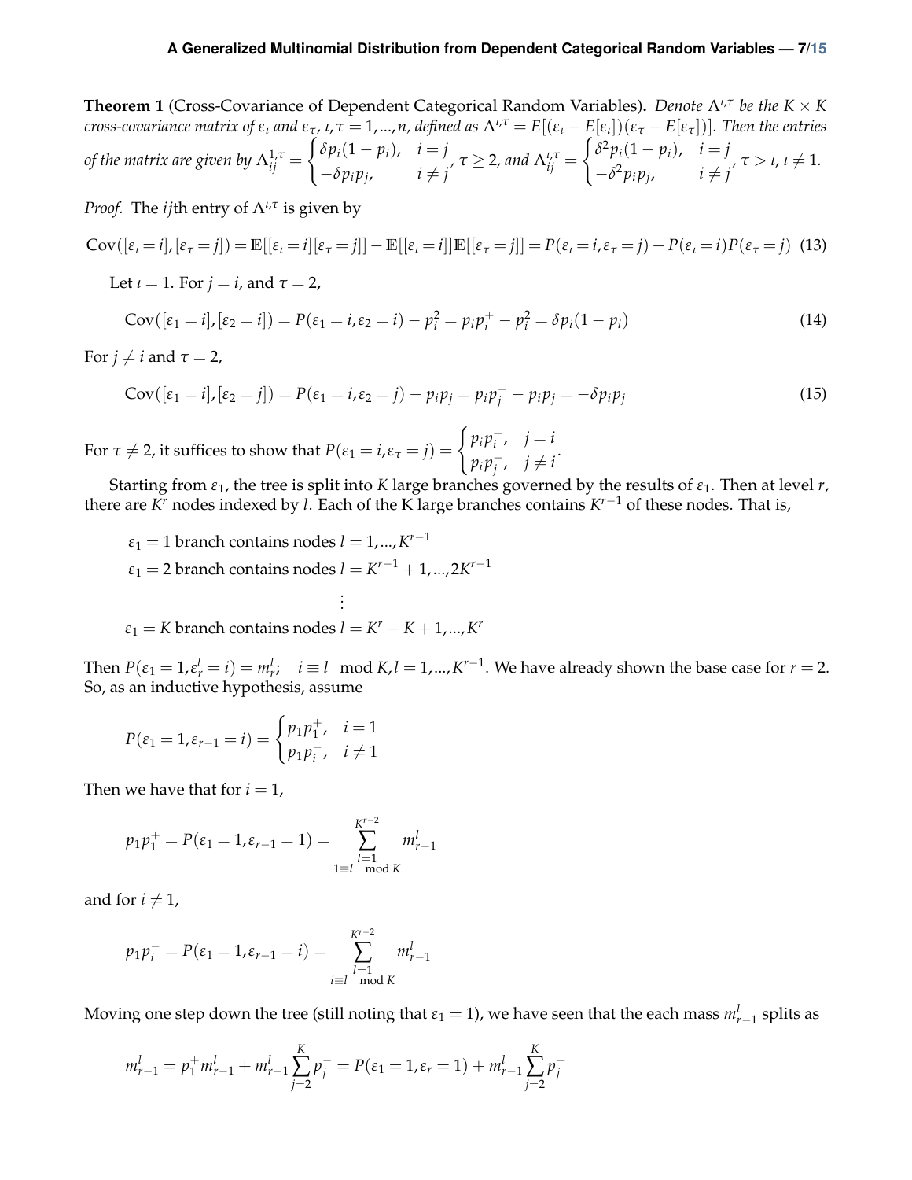**Theorem 1** (Cross-Covariance of Dependent Categorical Random Variables). *Denote $\Lambda^{\iota,\tau}$ be the $K \times K$ cross-covariance matrix of $\epsilon_\iota$ and $\epsilon_\tau$, $\iota, \tau = 1, ..., n$, defined as $\Lambda^{\iota,\tau} = E[(\epsilon_\iota - E[\epsilon_\iota])(\epsilon_\tau - E[\epsilon_\tau])]$. Then the entries of the matrix are given by* $\Lambda^{1,\tau}_{ij} = \begin{cases} \delta p_i(1-p_i), & i = j \\ -\delta p_i p_j, & i \neq j \end{cases}$, $\tau \geq 2$, *and* $\Lambda^{\iota,\tau}_{ij} = \begin{cases} \delta^2 p_i(1-p_i), & i = j \\ -\delta^2 p_i p_j, & i \neq j \end{cases}$, $\tau > \iota$, $\iota \neq 1$.

*Proof.* The $ij$th entry of $\Lambda^{\iota,\tau}$ is given by

$$\text{Cov}([\epsilon_\iota = i], [\epsilon_\tau = j]) = \mathbb{E}[[\epsilon_\iota = i][\epsilon_\tau = j]] - \mathbb{E}[[\epsilon_\iota = i]]\mathbb{E}[[\epsilon_\tau = j]] = P(\epsilon_\iota = i, \epsilon_\tau = j) - P(\epsilon_\iota = i)P(\epsilon_\tau = j) \quad (13)$$

Let $\iota = 1$. For $j = i$, and $\tau = 2$,

$$\text{Cov}([\epsilon_1 = i], [\epsilon_2 = i]) = P(\epsilon_1 = i, \epsilon_2 = i) - p_i^2 = p_i p_i^+ - p_i^2 = \delta p_i(1-p_i) \quad (14)$$

For $j \neq i$ and $\tau = 2$,

$$\text{Cov}([\epsilon_1 = i], [\epsilon_2 = j]) = P(\epsilon_1 = i, \epsilon_2 = j) - p_i p_j = p_i p_j^- - p_i p_j = -\delta p_i p_j \quad (15)$$

For $\tau \neq 2$, it suffices to show that $P(\epsilon_1 = i, \epsilon_\tau = j) = \begin{cases} p_i p_i^+, & j = i \\ p_i p_j^-, & j \neq i \end{cases}$.

Starting from $\epsilon_1$, the tree is split into $K$ large branches governed by the results of $\epsilon_1$. Then at level $r$, there are $K^r$ nodes indexed by $l$. Each of the K large branches contains $K^{r-1}$ of these nodes. That is,

$\epsilon_1 = 1$ branch contains nodes $l = 1, ..., K^{r-1}$

$\epsilon_1 = 2$ branch contains nodes $l = K^{r-1} + 1, ..., 2K^{r-1}$

$\vdots$

$\epsilon_1 = K$ branch contains nodes $l = K^r - K + 1, ..., K^r$

Then $P(\epsilon_1 = 1, \epsilon_r^l = i) = m_r^l; \quad i \equiv l \mod K, l = 1, ..., K^{r-1}$. We have already shown the base case for $r = 2$. So, as an inductive hypothesis, assume

$$P(\epsilon_1 = 1, \epsilon_{r-1} = i) = \begin{cases} p_1 p_1^+, & i = 1 \\ p_1 p_i^-, & i \neq 1 \end{cases}$$

Then we have that for $i = 1$,

$$p_1 p_1^+ = P(\epsilon_1 = 1, \epsilon_{r-1} = 1) = \sum_{\substack{l=1 \\ 1 \equiv l \mod K}}^{K^{r-2}} m_{r-1}^l$$

and for $i \neq 1$,

$$p_1 p_i^- = P(\epsilon_1 = 1, \epsilon_{r-1} = i) = \sum_{\substack{l=1 \\ i \equiv l \mod K}}^{K^{r-2}} m_{r-1}^l$$

Moving one step down the tree (still noting that $\epsilon_1 = 1$), we have seen that the each mass $m_{r-1}^l$ splits as

$$m_{r-1}^l = p_1^+ m_{r-1}^l + m_{r-1}^l \sum_{j=2}^K p_j^- = P(\epsilon_1 = 1, \epsilon_r = 1) + m_{r-1}^l \sum_{j=2}^K p_j^-$$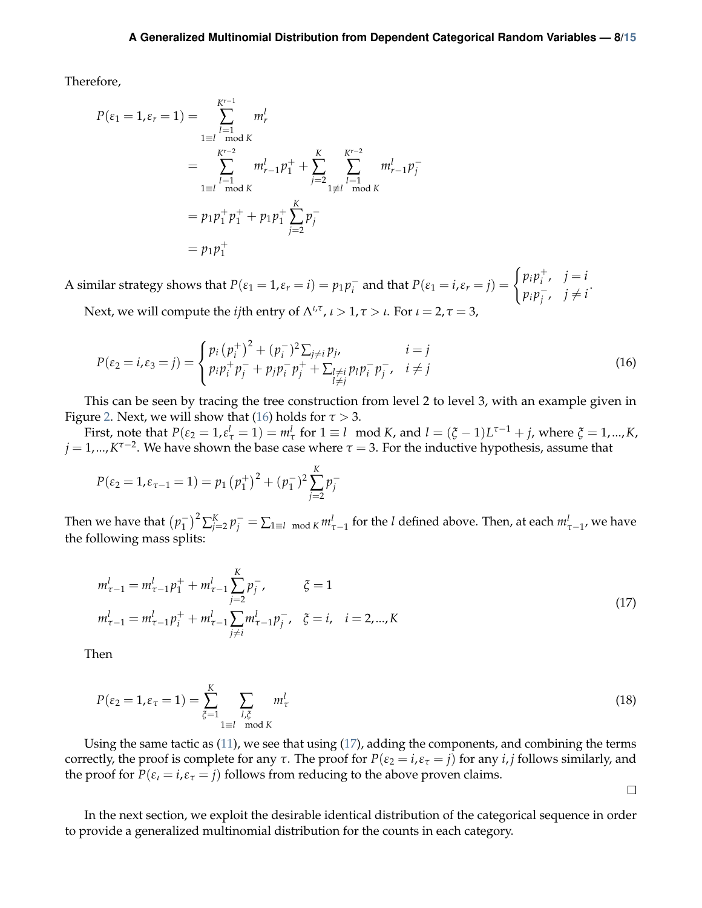Therefore,

$$
\begin{aligned}
P(\varepsilon_1 = 1, \varepsilon_r = 1) &= \sum_{\substack{l=1 \\ 1\equiv l \mod K}}^{K^{r-1}} m_r^l \\
&= \sum_{\substack{l=1 \\ 1\equiv l \mod K}}^{K^{r-2}} m_{r-1}^l p_1^+ + \sum_{j=2}^{K} \sum_{\substack{l=1 \\ 1\not\equiv l \mod K}}^{K^{r-2}} m_{r-1}^l p_j^- \\
&= p_1 p_1^+ p_1^+ + p_1 p_1^+ \sum_{j=2}^{K} p_j^- \\
&= p_1 p_1^+
\end{aligned}
$$

A similar strategy shows that $P(\varepsilon_1 = 1, \varepsilon_r = i) = p_1 p_i^-$ and that $P(\varepsilon_1 = i, \varepsilon_r = j) = \begin{cases} p_i p_i^+, & j = i \\ p_i p_j^-, & j \neq i \end{cases}$.

Next, we will compute the $ij$th entry of $\Lambda^{\iota,\tau}$, $\iota > 1, \tau > \iota$. For $\iota = 2, \tau = 3$,

$$
P(\varepsilon_2 = i, \varepsilon_3 = j) = \begin{cases} p_i \left(p_i^+\right)^2 + (p_i^-)^2 \sum_{j \neq i} p_j, & i = j \\ p_i p_i^+ p_j^- + p_j p_i^- p_j^+ + \sum_{\substack{l \neq i \\ l \neq j}} p_l p_i^- p_j^-, & i \neq j \end{cases} \tag{16}
$$

This can be seen by tracing the tree construction from level 2 to level 3, with an example given in Figure 2. Next, we will show that (16) holds for $\tau > 3$.

First, note that $P(\varepsilon_2 = 1, \varepsilon_\tau^l = 1) = m_\tau^l$ for $1 \equiv l \mod K$, and $l = (\xi - 1)L^{\tau-1} + j$, where $\xi = 1, ..., K$, $j = 1, ..., K^{\tau-2}$. We have shown the base case where $\tau = 3$. For the inductive hypothesis, assume that

$$
P(\varepsilon_2 = 1, \varepsilon_{\tau-1} = 1) = p_1 \left(p_1^+\right)^2 + (p_1^-)^2 \sum_{j=2}^{K} p_j^-
$$

Then we have that $\left(p_1^-\right)^2 \sum_{j=2}^{K} p_j^- = \sum_{1\equiv l \mod K} m_{\tau-1}^l$ for the $l$ defined above. Then, at each $m_{\tau-1}^l$, we have the following mass splits:

$$
\begin{aligned}
m_{\tau-1}^l &= m_{\tau-1}^l p_1^+ + m_{\tau-1}^l \sum_{j=2}^{K} p_j^-, & \xi = 1 \\
m_{\tau-1}^l &= m_{\tau-1}^l p_i^+ + m_{\tau-1}^l \sum_{j \neq i} m_{\tau-1}^l p_j^-, & \xi = i, \quad i = 2, ..., K
\end{aligned} \tag{17}
$$

Then

$$
P(\varepsilon_2 = 1, \varepsilon_\tau = 1) = \sum_{\xi=1}^{K} \sum_{\substack{l,\xi \\ 1\equiv l \mod K}} m_\tau^l \tag{18}
$$

Using the same tactic as (11), we see that using (17), adding the components, and combining the terms correctly, the proof is complete for any $\tau$. The proof for $P(\varepsilon_2 = i, \varepsilon_\tau = j)$ for any $i, j$ follows similarly, and the proof for $P(\varepsilon_\iota = i, \varepsilon_\tau = j)$ follows from reducing to the above proven claims.

□

In the next section, we exploit the desirable identical distribution of the categorical sequence in order to provide a generalized multinomial distribution for the counts in each category.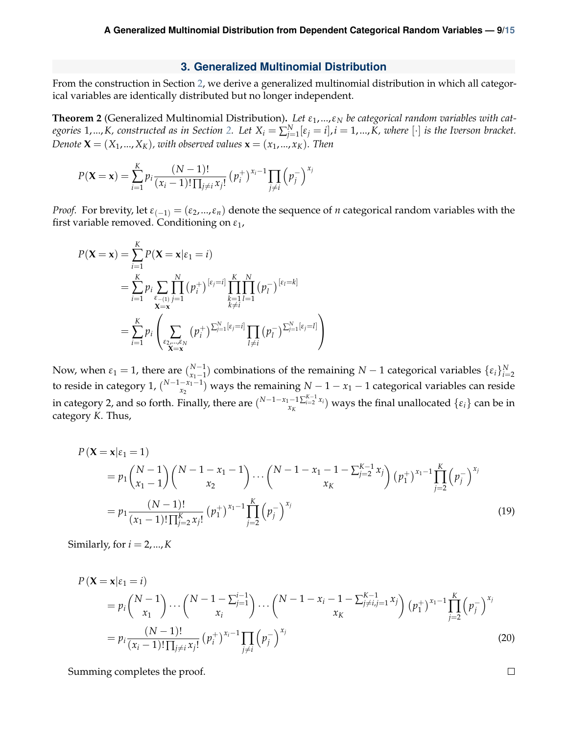## 3. Generalized Multinomial Distribution

From the construction in Section 2, we derive a generalized multinomial distribution in which all categorical variables are identically distributed but no longer independent.

**Theorem 2** (Generalized Multinomial Distribution)**.** *Let $\varepsilon_1,...,\varepsilon_N$ be categorical random variables with categories $1,...,K$, constructed as in Section 2. Let $X_i = \sum_{j=1}^{N}[\varepsilon_j = i], i = 1,...,K$, where $[\cdot]$ is the Iverson bracket. Denote $\mathbf{X} = (X_1,...,X_K)$, with observed values $\mathbf{x} = (x_1,...,x_K)$. Then*

$$P(\mathbf{X} = \mathbf{x}) = \sum_{i=1}^{K} p_i \frac{(N-1)!}{(x_i - 1)!\prod_{j\neq i} x_j!} \left(p_i^+\right)^{x_i - 1} \prod_{j \neq i} \left(p_j^-\right)^{x_j}$$

*Proof.* For brevity, let $\varepsilon_{(-1)} = (\varepsilon_2,...,\varepsilon_n)$ denote the sequence of $n$ categorical random variables with the first variable removed. Conditioning on $\varepsilon_1$,

$$\begin{aligned}
P(\mathbf{X} = \mathbf{x}) &= \sum_{i=1}^{K} P(\mathbf{X} = \mathbf{x}|\varepsilon_1 = i) \\
&= \sum_{i=1}^{K} p_i \sum_{\substack{\varepsilon_{-(1)} \\ \mathbf{X}=\mathbf{x}}} \prod_{j=1}^{N} \left(p_i^+\right)^{[\varepsilon_j = i]} \prod_{\substack{k=1 \\ k\neq i}}^{K} \prod_{l=1}^{N} \left(p_l^-\right)^{[\varepsilon_l = k]} \\
&= \sum_{i=1}^{K} p_i \left( \sum_{\substack{\varepsilon_2,...,\varepsilon_N \\ \mathbf{X}=\mathbf{x}}} \left(p_i^+\right)^{\sum_{j=1}^{N}[\varepsilon_j = i]} \prod_{l \neq i} \left(p_l^-\right)^{\sum_{j=1}^{N}[\varepsilon_j = l]} \right)
\end{aligned}$$

Now, when $\varepsilon_1 = 1$, there are $\binom{N-1}{x_1-1}$ combinations of the remaining $N-1$ categorical variables $\{\varepsilon_i\}_{i=2}^{N}$ to reside in category 1, $\binom{N-1-x_1-1}{x_2}$ ways the remaining $N-1-x_1-1$ categorical variables can reside in category 2, and so forth. Finally, there are $\binom{N-1-x_1-1\sum_{i=2}^{K-1} x_i}{x_K}$ ways the final unallocated $\{\varepsilon_i\}$ can be in category $K$. Thus,

$$\begin{aligned}
&P\left(\mathbf{X} = \mathbf{x}|\varepsilon_1 = 1\right) \\
&= p_1 \binom{N-1}{x_1 - 1} \binom{N-1-x_1-1}{x_2} \cdots \binom{N-1-x_1-1-\sum_{j=2}^{K-1} x_j}{x_K} \left(p_1^+\right)^{x_1 - 1} \prod_{j=2}^{K} \left(p_j^-\right)^{x_j} \\
&= p_1 \frac{(N-1)!}{(x_1-1)!\prod_{j=2}^{K} x_j!} \left(p_1^+\right)^{x_1-1} \prod_{j=2}^{K} \left(p_j^-\right)^{x_j}
\end{aligned} \tag{19}$$

Similarly, for $i = 2,...,K$

$$\begin{aligned}
&P\left(\mathbf{X} = \mathbf{x}|\varepsilon_1 = i\right) \\
&= p_i \binom{N-1}{x_1} \cdots \binom{N-1-\sum_{j=1}^{i-1}}{x_i} \cdots \binom{N-1-x_i-1-\sum_{j\neq i, j=1}^{K-1} x_j}{x_K} \left(p_1^+\right)^{x_1 - 1} \prod_{j=2}^{K} \left(p_j^-\right)^{x_j} \\
&= p_i \frac{(N-1)!}{(x_i-1)!\prod_{j\neq i} x_j!} \left(p_i^+\right)^{x_i-1} \prod_{j\neq i} \left(p_j^-\right)^{x_j}
\end{aligned} \tag{20}$$

Summing completes the proof. ∎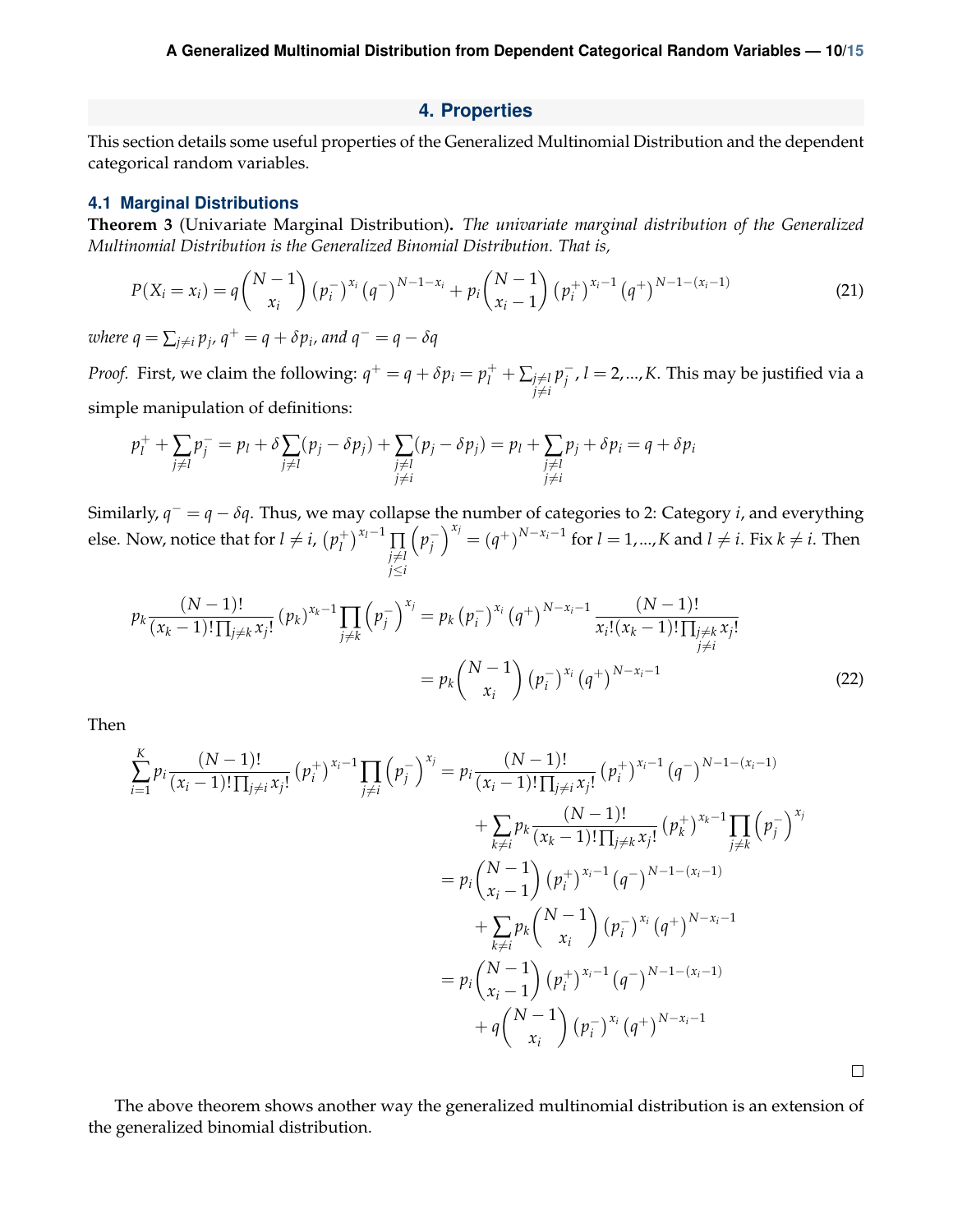## 4. Properties

This section details some useful properties of the Generalized Multinomial Distribution and the dependent categorical random variables.

### 4.1 Marginal Distributions

**Theorem 3** (Univariate Marginal Distribution)**.** *The univariate marginal distribution of the Generalized Multinomial Distribution is the Generalized Binomial Distribution. That is,*

$$P(X_i = x_i) = q\binom{N-1}{x_i}\left(p_i^-\right)^{x_i}\left(q^-\right)^{N-1-x_i} + p_i\binom{N-1}{x_i-1}\left(p_i^+\right)^{x_i-1}\left(q^+\right)^{N-1-(x_i-1)} \tag{21}$$

*where* $q = \sum_{j\neq i} p_j$*,* $q^+ = q + \delta p_i$*, and* $q^- = q - \delta q$

*Proof.* First, we claim the following: $q^+ = q + \delta p_i = p_l^+ + \sum_{\substack{j\neq l\\ j\neq i}} p_j^-$, $l = 2, ..., K$. This may be justified via a simple manipulation of definitions:

$$p_l^+ + \sum_{j\neq l} p_j^- = p_l + \delta\sum_{j\neq l}(p_j - \delta p_j) + \sum_{\substack{j\neq l\\ j\neq i}}(p_j - \delta p_j) = p_l + \sum_{\substack{j\neq l\\ j\neq i}} p_j + \delta p_i = q + \delta p_i$$

Similarly, $q^- = q - \delta q$. Thus, we may collapse the number of categories to 2: Category $i$, and everything else. Now, notice that for $l \neq i$, $\left(p_l^+\right)^{x_l-1}\prod_{\substack{j\neq l\\ j\leq i}}\left(p_j^-\right)^{x_j} = \left(q^+\right)^{N-x_i-1}$ for $l = 1, ..., K$ and $l \neq i$. Fix $k \neq i$. Then

$$\begin{aligned}
p_k\frac{(N-1)!}{(x_k-1)!\prod_{j\neq k} x_j!}\left(p_k\right)^{x_k-1}\prod_{j\neq k}\left(p_j^-\right)^{x_j} &= p_k\left(p_i^-\right)^{x_i}\left(q^+\right)^{N-x_i-1}\frac{(N-1)!}{x_i!(x_k-1)!\prod_{\substack{j\neq k\\ j\neq i}} x_j!}\\
&= p_k\binom{N-1}{x_i}\left(p_i^-\right)^{x_i}\left(q^+\right)^{N-x_i-1}
\end{aligned} \tag{22}$$

Then

$$\begin{aligned}
\sum_{i=1}^{K} p_i\frac{(N-1)!}{(x_i-1)!\prod_{j\neq i} x_j!}\left(p_i^+\right)^{x_i-1}\prod_{j\neq i}\left(p_j^-\right)^{x_j} &= p_i\frac{(N-1)!}{(x_i-1)!\prod_{j\neq i} x_j!}\left(p_i^+\right)^{x_i-1}\left(q^-\right)^{N-1-(x_i-1)}\\
&\quad + \sum_{k\neq i} p_k\frac{(N-1)!}{(x_k-1)!\prod_{j\neq k} x_j!}\left(p_k^+\right)^{x_k-1}\prod_{j\neq k}\left(p_j^-\right)^{x_j}\\
&= p_i\binom{N-1}{x_i-1}\left(p_i^+\right)^{x_i-1}\left(q^-\right)^{N-1-(x_i-1)}\\
&\quad + \sum_{k\neq i} p_k\binom{N-1}{x_i}\left(p_i^-\right)^{x_i}\left(q^+\right)^{N-x_i-1}\\
&= p_i\binom{N-1}{x_i-1}\left(p_i^+\right)^{x_i-1}\left(q^-\right)^{N-1-(x_i-1)}\\
&\quad + q\binom{N-1}{x_i}\left(p_i^-\right)^{x_i}\left(q^+\right)^{N-x_i-1}
\end{aligned}$$

□

The above theorem shows another way the generalized multinomial distribution is an extension of the generalized binomial distribution.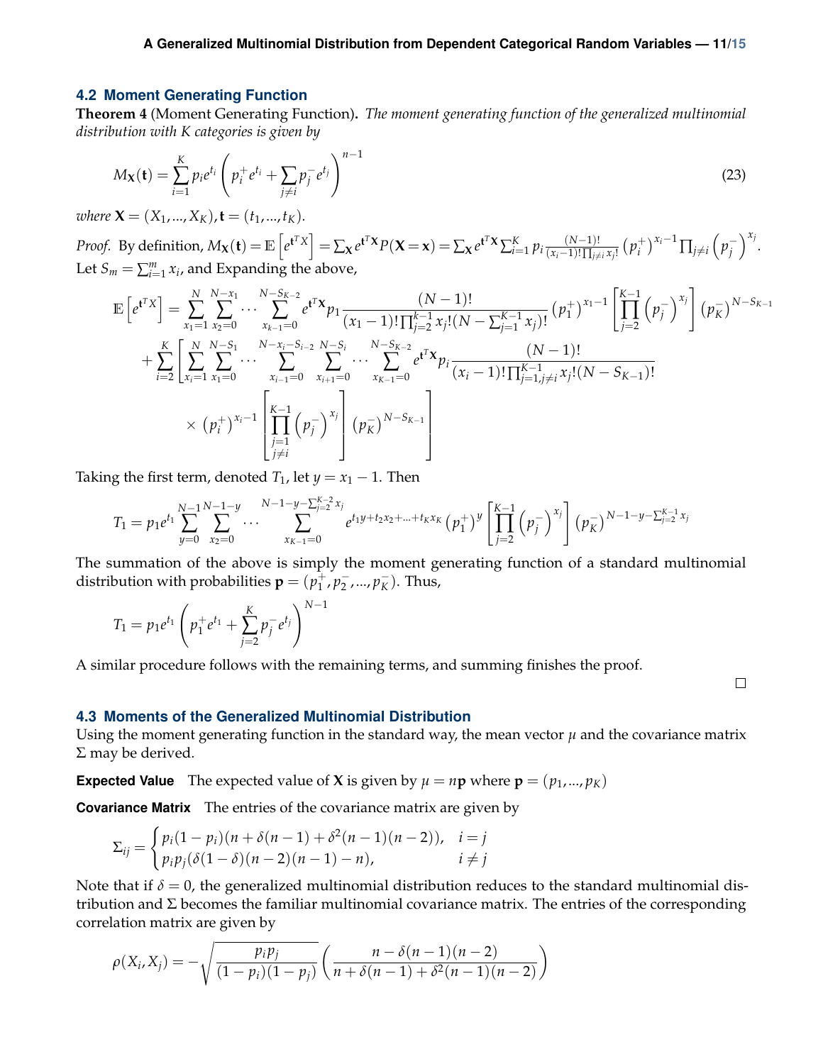## 4.2 Moment Generating Function

**Theorem 4** (Moment Generating Function)**.** *The moment generating function of the generalized multinomial distribution with K categories is given by*

$$
M_{\mathbf{X}}(\mathbf{t}) = \sum_{i=1}^{K} p_i e^{t_i}\left(p_i^+ e^{t_i} + \sum_{j\neq i} p_j^- e^{t_j}\right)^{n-1} \tag{23}
$$

*where* $\mathbf{X} = (X_1, ..., X_K), \mathbf{t} = (t_1, ..., t_K)$.

*Proof.* By definition, $M_{\mathbf{X}}(\mathbf{t}) = \mathbb{E}\left[e^{\mathbf{t}^T X}\right] = \sum_{\mathbf{X}} e^{\mathbf{t}^T \mathbf{X}} P(\mathbf{X} = \mathbf{x}) = \sum_{\mathbf{X}} e^{\mathbf{t}^T \mathbf{X}} \sum_{i=1}^{K} p_i \frac{(N-1)!}{(x_i-1)!\prod_{j\neq i} x_j!}\left(p_i^+\right)^{x_i-1}\prod_{j\neq i}\left(p_j^-\right)^{x_j}$. Let $S_m = \sum_{i=1}^{m} x_i$, and Expanding the above,

$$
\begin{aligned}
\mathbb{E}\left[e^{\mathbf{t}^T X}\right] &= \sum_{x_1=1}^{N}\sum_{x_2=0}^{N-x_1}\cdots\sum_{x_{k-1}=0}^{N-S_{K-2}} e^{\mathbf{t}^T \mathbf{X}} p_1 \frac{(N-1)!}{(x_1-1)!\prod_{j=2}^{K-1} x_j!(N-\sum_{j=1}^{K-1} x_j)!}\left(p_1^+\right)^{x_1-1}\left[\prod_{j=2}^{K-1}\left(p_j^-\right)^{x_j}\right]\left(p_K^-\right)^{N-S_{K-1}} \\
&+ \sum_{i=2}^{K}\left[\sum_{x_i=1}^{N}\sum_{x_1=0}^{N-S_1}\cdots\sum_{x_{i-1}=0}^{N-x_i-S_{i-2}}\sum_{x_{i+1}=0}^{N-S_i}\cdots\sum_{x_{K-1}=0}^{N-S_{K-2}} e^{\mathbf{t}^T \mathbf{X}} p_i \frac{(N-1)!}{(x_i-1)!\prod_{j=1,j\neq i}^{K-1} x_j!(N-S_{K-1})!}\right. \\
&\qquad \left.\times\left(p_i^+\right)^{x_i-1}\left[\prod_{\substack{j=1\\ j\neq i}}^{K-1}\left(p_j^-\right)^{x_j}\right]\left(p_K^-\right)^{N-S_{K-1}}\right]
\end{aligned}
$$

Taking the first term, denoted $T_1$, let $y = x_1 - 1$. Then

$$
T_1 = p_1 e^{t_1}\sum_{y=0}^{N-1}\sum_{x_2=0}^{N-1-y}\cdots\sum_{x_{K-1}=0}^{N-1-y-\sum_{j=2}^{K-2} x_j} e^{t_1 y + t_2 x_2 + \ldots + t_K x_K}\left(p_1^+\right)^y\left[\prod_{j=2}^{K-1}\left(p_j^-\right)^{x_j}\right]\left(p_K^-\right)^{N-1-y-\sum_{j=2}^{K-1} x_j}
$$

The summation of the above is simply the moment generating function of a standard multinomial distribution with probabilities $\mathbf{p} = (p_1^+, p_2^-, ..., p_K^-)$. Thus,

$$
T_1 = p_1 e^{t_1}\left(p_1^+ e^{t_1} + \sum_{j=2}^{K} p_j^- e^{t_j}\right)^{N-1}
$$

A similar procedure follows with the remaining terms, and summing finishes the proof. □

## 4.3 Moments of the Generalized Multinomial Distribution

Using the moment generating function in the standard way, the mean vector $\mu$ and the covariance matrix $\Sigma$ may be derived.

**Expected Value** The expected value of $\mathbf{X}$ is given by $\mu = n\mathbf{p}$ where $\mathbf{p} = (p_1, ..., p_K)$

**Covariance Matrix** The entries of the covariance matrix are given by

$$
\Sigma_{ij} = \begin{cases} p_i(1-p_i)(n + \delta(n-1) + \delta^2(n-1)(n-2)), & i = j \\ p_i p_j(\delta(1-\delta)(n-2)(n-1) - n), & i \neq j \end{cases}
$$

Note that if $\delta = 0$, the generalized multinomial distribution reduces to the standard multinomial distribution and $\Sigma$ becomes the familiar multinomial covariance matrix. The entries of the corresponding correlation matrix are given by

$$
\rho(X_i, X_j) = -\sqrt{\frac{p_i p_j}{(1-p_i)(1-p_j)}}\left(\frac{n - \delta(n-1)(n-2)}{n + \delta(n-1) + \delta^2(n-1)(n-2)}\right)
$$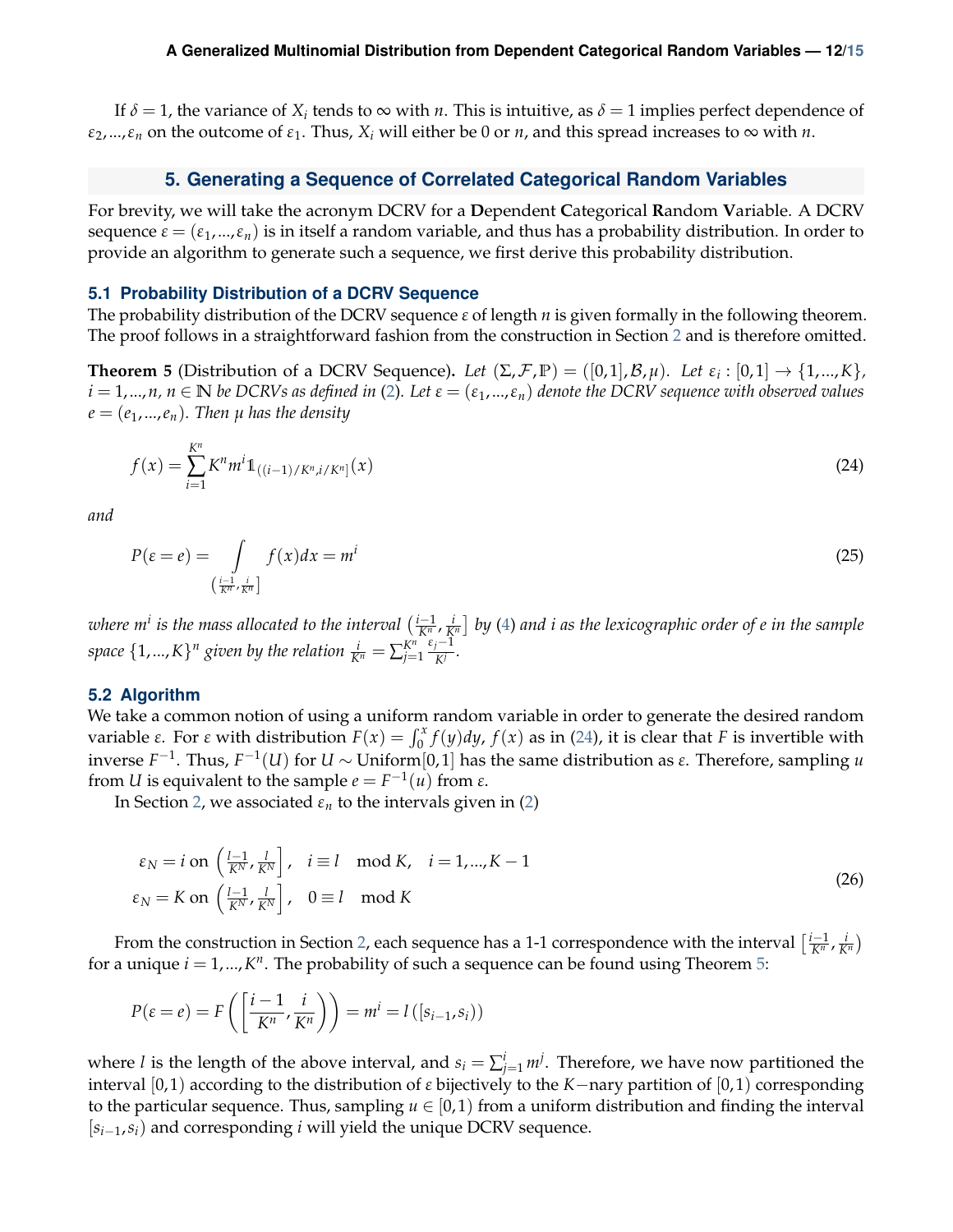If $\delta = 1$, the variance of $X_i$ tends to $\infty$ with $n$. This is intuitive, as $\delta = 1$ implies perfect dependence of $\varepsilon_2, ..., \varepsilon_n$ on the outcome of $\varepsilon_1$. Thus, $X_i$ will either be 0 or $n$, and this spread increases to $\infty$ with $n$.

## 5. Generating a Sequence of Correlated Categorical Random Variables

For brevity, we will take the acronym DCRV for a **D**ependent **C**ategorical **R**andom **V**ariable. A DCRV sequence $\varepsilon = (\varepsilon_1, ..., \varepsilon_n)$ is in itself a random variable, and thus has a probability distribution. In order to provide an algorithm to generate such a sequence, we first derive this probability distribution.

### 5.1 Probability Distribution of a DCRV Sequence

The probability distribution of the DCRV sequence $\varepsilon$ of length $n$ is given formally in the following theorem. The proof follows in a straightforward fashion from the construction in Section 2 and is therefore omitted.

**Theorem 5** (Distribution of a DCRV Sequence)**.** *Let $(\Sigma, \mathcal{F}, \mathbb{P}) = ([0,1], \mathcal{B}, \mu)$. Let $\varepsilon_i : [0,1] \to \{1, ..., K\}$, $i = 1, ..., n$, $n \in \mathbb{N}$ be DCRVs as defined in (2). Let $\varepsilon = (\varepsilon_1, ..., \varepsilon_n)$ denote the DCRV sequence with observed values $e = (e_1, ..., e_n)$. Then $\mu$ has the density*

$$f(x) = \sum_{i=1}^{K^n} K^n m^i \mathbb{1}_{((i-1)/K^n, i/K^n]}(x) \tag{24}$$

*and*

$$P(\varepsilon = e) = \int\limits_{\left(\frac{i-1}{K^n}, \frac{i}{K^n}\right]} f(x)dx = m^i \tag{25}$$

*where $m^i$ is the mass allocated to the interval $\left(\frac{i-1}{K^n}, \frac{i}{K^n}\right]$ by (4) and $i$ as the lexicographic order of $e$ in the sample space $\{1, ..., K\}^n$ given by the relation $\frac{i}{K^n} = \sum_{j=1}^{K^n} \frac{\varepsilon_j - 1}{K^j}$.*

### 5.2 Algorithm

We take a common notion of using a uniform random variable in order to generate the desired random variable $\varepsilon$. For $\varepsilon$ with distribution $F(x) = \int_0^x f(y)dy$, $f(x)$ as in (24), it is clear that $F$ is invertible with inverse $F^{-1}$. Thus, $F^{-1}(U)$ for $U \sim \text{Uniform}[0,1]$ has the same distribution as $\varepsilon$. Therefore, sampling $u$ from $U$ is equivalent to the sample $e = F^{-1}(u)$ from $\varepsilon$.

In Section 2, we associated $\varepsilon_n$ to the intervals given in (2)

$$\begin{aligned} \varepsilon_N &= i \text{ on } \left(\tfrac{l-1}{K^N}, \tfrac{l}{K^N}\right], \quad i \equiv l \mod K, \quad i = 1, ..., K-1 \\ \varepsilon_N &= K \text{ on } \left(\tfrac{l-1}{K^N}, \tfrac{l}{K^N}\right], \quad 0 \equiv l \mod K \end{aligned} \tag{26}$$

From the construction in Section 2, each sequence has a 1-1 correspondence with the interval $\left[\frac{i-1}{K^n}, \frac{i}{K^n}\right)$ for a unique $i = 1, ..., K^n$. The probability of such a sequence can be found using Theorem 5:

$$P(\varepsilon = e) = F\left(\left[\frac{i-1}{K^n}, \frac{i}{K^n}\right)\right) = m^i = l\left([s_{i-1}, s_i)\right)$$

where $l$ is the length of the above interval, and $s_i = \sum_{j=1}^{i} m^j$. Therefore, we have now partitioned the interval $[0,1)$ according to the distribution of $\varepsilon$ bijectively to the $K-$nary partition of $[0,1)$ corresponding to the particular sequence. Thus, sampling $u \in [0,1)$ from a uniform distribution and finding the interval $[s_{i-1}, s_i)$ and corresponding $i$ will yield the unique DCRV sequence.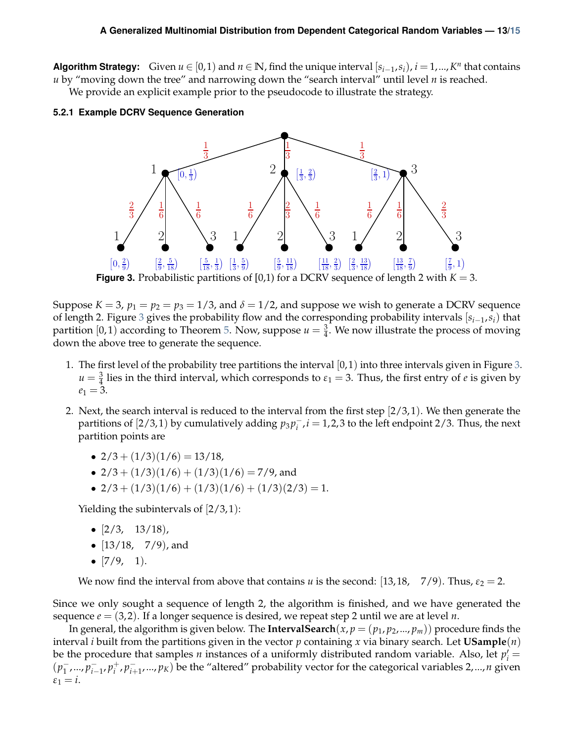**Algorithm Strategy:** Given $u \in [0,1)$ and $n \in \mathbb{N}$, find the unique interval $[s_{i-1}, s_i)$, $i = 1, ..., K^n$ that contains $u$ by "moving down the tree" and narrowing down the "search interval" until level $n$ is reached.

We provide an explicit example prior to the pseudocode to illustrate the strategy.

### 5.2.1 Example DCRV Sequence Generation

**Figure 3.** Probabilistic partitions of [0,1) for a DCRV sequence of length 2 with $K = 3$.

Suppose $K = 3$, $p_1 = p_2 = p_3 = 1/3$, and $\delta = 1/2$, and suppose we wish to generate a DCRV sequence of length 2. Figure 3 gives the probability flow and the corresponding probability intervals $[s_{i-1}, s_i)$ that partition $[0,1)$ according to Theorem 5. Now, suppose $u = \frac{3}{4}$. We now illustrate the process of moving down the above tree to generate the sequence.

1. The first level of the probability tree partitions the interval $[0,1)$ into three intervals given in Figure 3. $u = \frac{3}{4}$ lies in the third interval, which corresponds to $\epsilon_1 = 3$. Thus, the first entry of $e$ is given by $e_1 = 3$.

2. Next, the search interval is reduced to the interval from the first step $[2/3, 1)$. We then generate the partitions of $[2/3, 1)$ by cumulatively adding $p_3 p_i^-, i = 1, 2, 3$ to the left endpoint $2/3$. Thus, the next partition points are

   - $2/3 + (1/3)(1/6) = 13/18$,
   - $2/3 + (1/3)(1/6) + (1/3)(1/6) = 7/9$, and
   - $2/3 + (1/3)(1/6) + (1/3)(1/6) + (1/3)(2/3) = 1$.

   Yielding the subintervals of $[2/3, 1)$:

   - $[2/3, \quad 13/18)$,
   - $[13/18, \quad 7/9)$, and
   - $[7/9, \quad 1)$.

   We now find the interval from above that contains $u$ is the second: $[13, 18, \quad 7/9)$. Thus, $\epsilon_2 = 2$.

Since we only sought a sequence of length 2, the algorithm is finished, and we have generated the sequence $e = (3, 2)$. If a longer sequence is desired, we repeat step 2 until we are at level $n$.

In general, the algorithm is given below. The **IntervalSearch**$(x, p = (p_1, p_2, ..., p_m))$ procedure finds the interval $i$ built from the partitions given in the vector $p$ containing $x$ via binary search. Let **USample**$(n)$ be the procedure that samples $n$ instances of a uniformly distributed random variable. Also, let $p_i' = (p_1^-, ..., p_{i-1}^-, p_i^+, p_{i+1}^-, ..., p_K)$ be the "altered" probability vector for the categorical variables $2, ..., n$ given $\epsilon_1 = i$.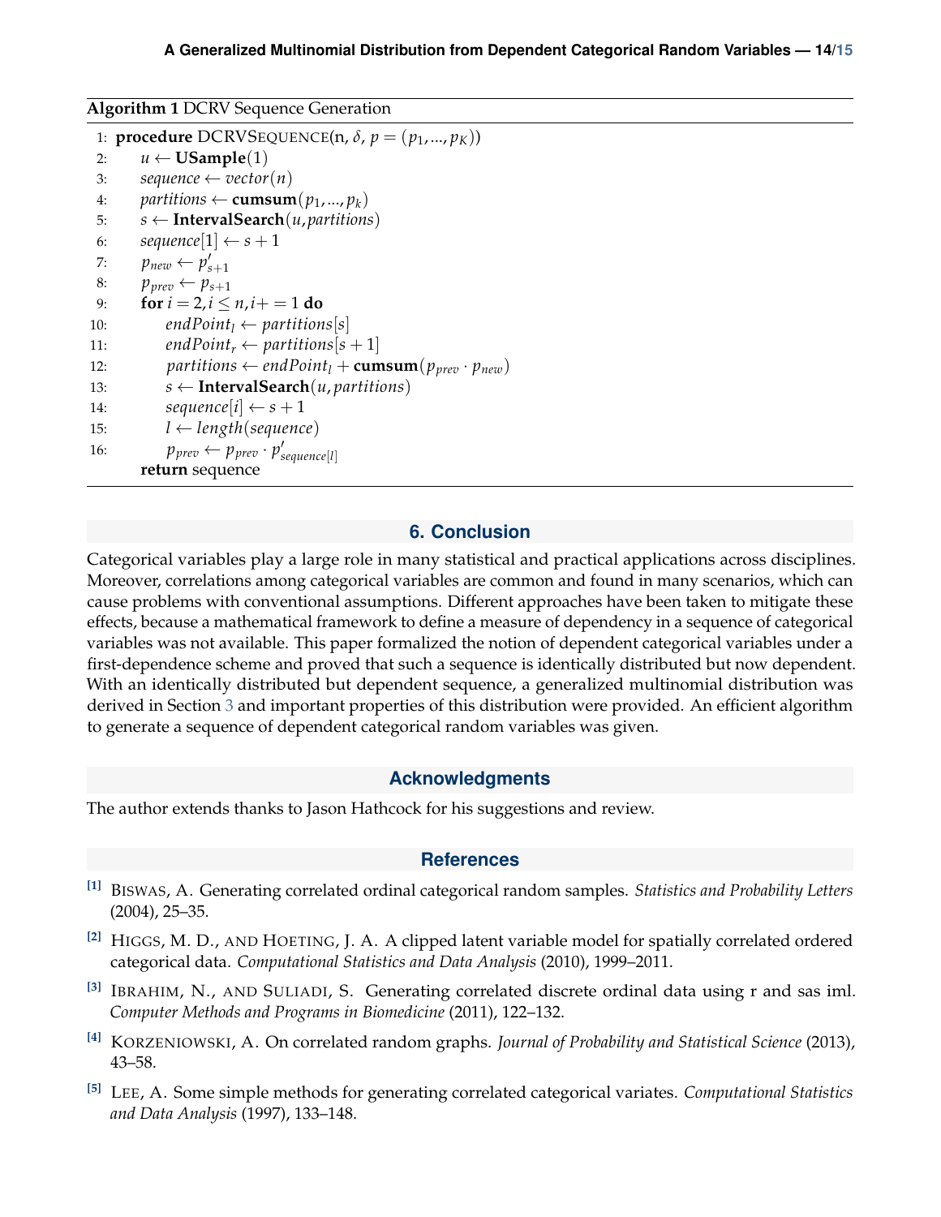**Algorithm 1** DCRV Sequence Generation

```
1:  procedure DCRVSequence(n, δ, p = (p_1, ..., p_K))
2:      u ← USample(1)
3:      sequence ← vector(n)
4:      partitions ← cumsum(p_1, ..., p_k)
5:      s ← IntervalSearch(u, partitions)
6:      sequence[1] ← s + 1
7:      p_new ← p'_{s+1}
8:      p_prev ← p_{s+1}
9:      for i = 2, i ≤ n, i+ = 1 do
10:         endPoint_l ← partitions[s]
11:         endPoint_r ← partitions[s + 1]
12:         partitions ← endPoint_l + cumsum(p_prev · p_new)
13:         s ← IntervalSearch(u, partitions)
14:         sequence[i] ← s + 1
15:         l ← length(sequence)
16:         p_prev ← p_prev · p'_{sequence[l]}
        return sequence
```

## 6. Conclusion

Categorical variables play a large role in many statistical and practical applications across disciplines. Moreover, correlations among categorical variables are common and found in many scenarios, which can cause problems with conventional assumptions. Different approaches have been taken to mitigate these effects, because a mathematical framework to define a measure of dependency in a sequence of categorical variables was not available. This paper formalized the notion of dependent categorical variables under a first-dependence scheme and proved that such a sequence is identically distributed but now dependent. With an identically distributed but dependent sequence, a generalized multinomial distribution was derived in Section 3 and important properties of this distribution were provided. An efficient algorithm to generate a sequence of dependent categorical random variables was given.

## Acknowledgments

The author extends thanks to Jason Hathcock for his suggestions and review.

## References

[1] Biswas, A. Generating correlated ordinal categorical random samples. *Statistics and Probability Letters* (2004), 25–35.

[2] Higgs, M. D., and Hoeting, J. A. A clipped latent variable model for spatially correlated ordered categorical data. *Computational Statistics and Data Analysis* (2010), 1999–2011.

[3] Ibrahim, N., and Suliadi, S. Generating correlated discrete ordinal data using r and sas iml. *Computer Methods and Programs in Biomedicine* (2011), 122–132.

[4] Korzeniowski, A. On correlated random graphs. *Journal of Probability and Statistical Science* (2013), 43–58.

[5] Lee, A. Some simple methods for generating correlated categorical variates. *Computational Statistics and Data Analysis* (1997), 133–148.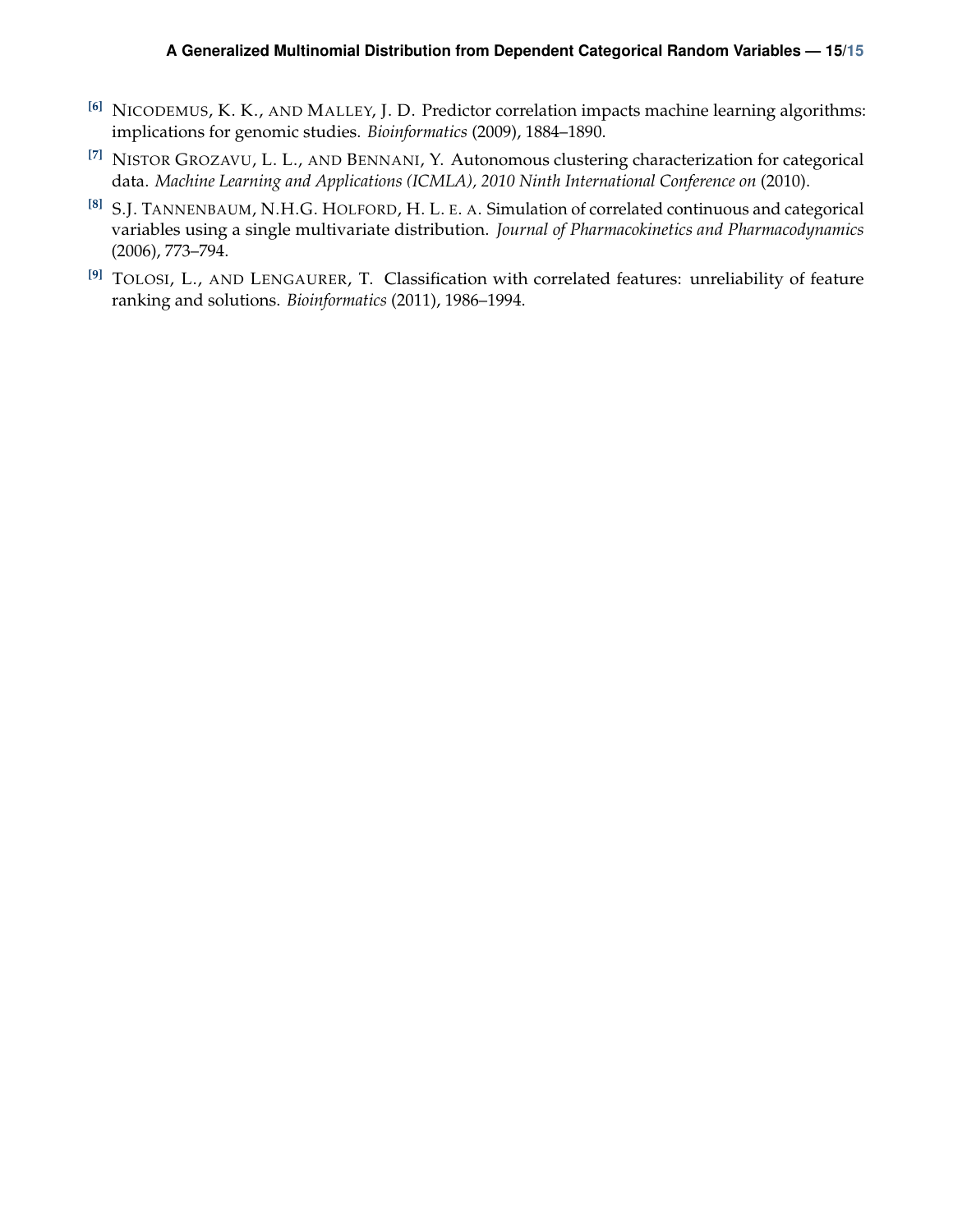[6] Nicodemus, K. K., and Malley, J. D. Predictor correlation impacts machine learning algorithms: implications for genomic studies. *Bioinformatics* (2009), 1884–1890.

[7] Nistor Grozavu, L. L., and Bennani, Y. Autonomous clustering characterization for categorical data. *Machine Learning and Applications (ICMLA), 2010 Ninth International Conference on* (2010).

[8] S.J. Tannenbaum, N.H.G. Holford, H. L. e. a. Simulation of correlated continuous and categorical variables using a single multivariate distribution. *Journal of Pharmacokinetics and Pharmacodynamics* (2006), 773–794.

[9] Tolosi, L., and Lengaurer, T. Classification with correlated features: unreliability of feature ranking and solutions. *Bioinformatics* (2011), 1986–1994.